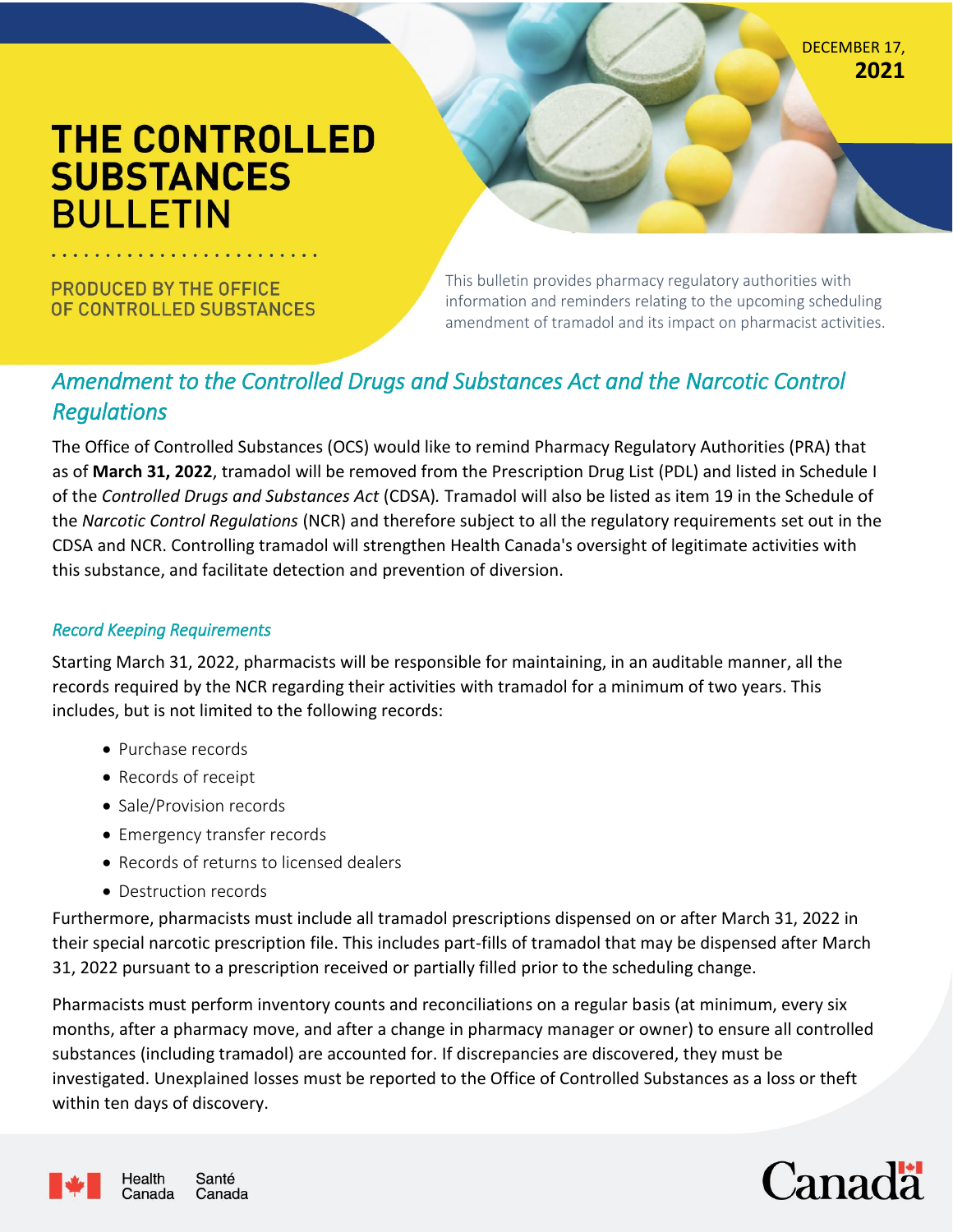DECEMBER 17, **2021**

# THE CONTROLLED SUBSTANCES BULLETIN

PRODUCED BY THE OFFICE OF CONTROLLED SUBSTANCES

This bulletin provides pharmacy regulatory authorities with information and reminders relating to the upcoming scheduling amendment of tramadol and its impact on pharmacist activities.

## *Amendment to the Controlled Drugs and Substances Act and the Narcotic Control Regulations*

The Office of Controlled Substances (OCS) would like to remind Pharmacy Regulatory Authorities (PRA) that as of **March 31, 2022**, tramadol will be removed from the Prescription Drug List (PDL) and listed in Schedule I of the *Controlled Drugs and Substances Act* (CDSA). Tramadol will also be listed as item 19 in the Schedule of the *Narcotic Control Regulations* (NCR) and therefore subject to all the regulatory requirements set out in the CDSA and NCR. Controlling tramadol will strengthen Health Canada's oversight of legitimate activities with this substance, and facilitate detection and prevention of diversion.

### *Record Keeping Requirements*

Starting March 31, 2022, pharmacists will be responsible for maintaining, in an auditable manner, all the records required by the NCR regarding their activities with tramadol for a minimum of two years. This includes, but is not limited to the following records:

- Purchase records
- Records of receipt
- Sale/Provision records
- Emergency transfer records
- Records of returns to licensed dealers
- Destruction records

Furthermore, pharmacists must include all tramadol prescriptions dispensed on or after March 31, 2022 in their special narcotic prescription file. This includes part-fills of tramadol that may be dispensed after March 31, 2022 pursuant to a prescription received or partially filled prior to the scheduling change.

Pharmacists must perform inventory counts and reconciliations on a regular basis (at minimum, every six months, after a pharmacy move, and after a change in pharmacy manager or owner) to ensure all controlled substances (including tramadol) are accounted for. If discrepancies are discovered, they must be investigated. Unexplained losses must be reported to the Office of Controlled Substances as a loss or theft within ten days of discovery.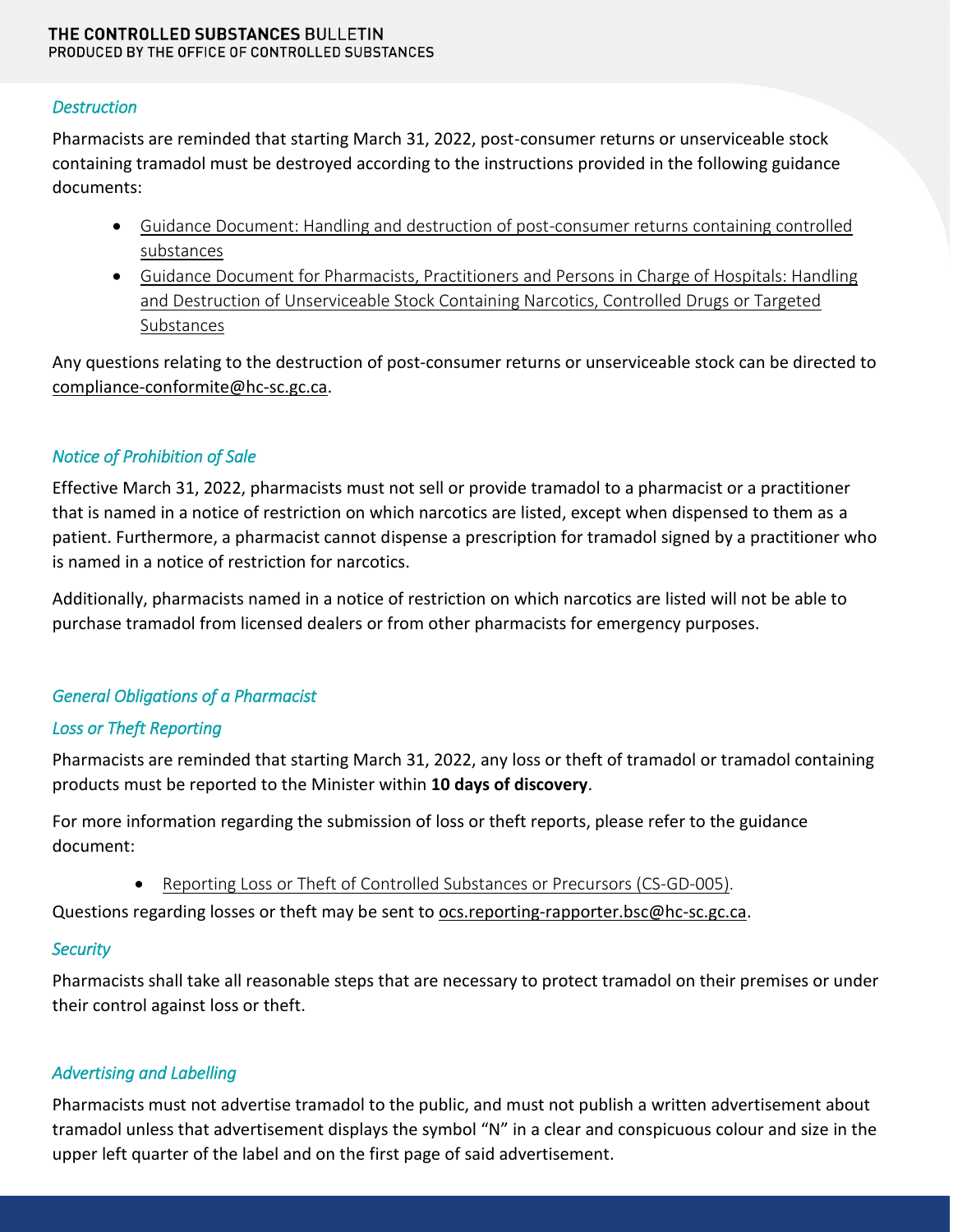### *Destruction*

Pharmacists are reminded that starting March 31, 2022, post-consumer returns or unserviceable stock containing tramadol must be destroyed according to the instructions provided in the following guidance documents:

- Guidance Document: Handling and destruction of post-consumer returns containing controlled substances
- Guidance Document for Pharmacists, Practitioners and Persons in Charge of Hospitals: Handling and Destruction of Unserviceable Stock Containing Narcotics, Controlled Drugs or Targeted Substances

Any questions relating to the destruction of post-consumer returns or unserviceable stock can be directed to compliance-conformite@hc-sc.gc.ca.

### *Notice of Prohibition of Sale*

Effective March 31, 2022, pharmacists must not sell or provide tramadol to a pharmacist or a practitioner that is named in a notice of restriction on which narcotics are listed, except when dispensed to them as a patient. Furthermore, a pharmacist cannot dispense a prescription for tramadol signed by a practitioner who is named in a notice of restriction for narcotics.

Additionally, pharmacists named in a notice of restriction on which narcotics are listed will not be able to purchase tramadol from licensed dealers or from other pharmacists for emergency purposes.

### *General Obligations of a Pharmacist*

#### *Loss or Theft Reporting*

Pharmacists are reminded that starting March 31, 2022, any loss or theft of tramadol or tramadol containing products must be reported to the Minister within **10 days of discovery**.

For more information regarding the submission of loss or theft reports, please refer to the guidance document:

- Reporting Loss or Theft of Controlled Substances or Precursors (CS-GD-005).

Questions regarding losses or theft may be sent to ocs.reporting-rapporter.bsc@hc-sc.gc.ca.

#### *Security*

Pharmacists shall take all reasonable steps that are necessary to protect tramadol on their premises or under their control against loss or theft.

### *Advertising and Labelling*

Pharmacists must not advertise tramadol to the public, and must not publish a written advertisement about tramadol unless that advertisement displays the symbol "N" in a clear and conspicuous colour and size in the upper left quarter of the label and on the first page of said advertisement.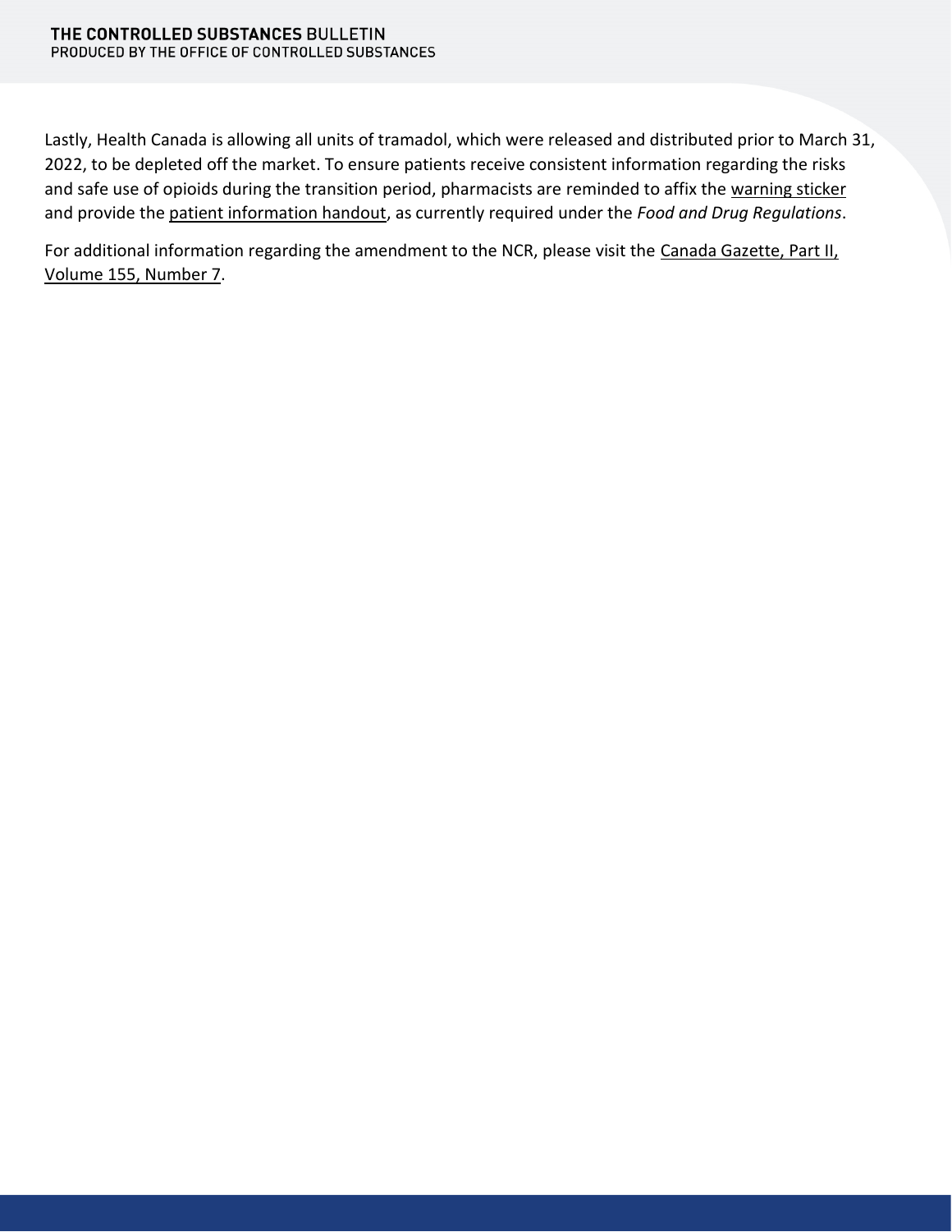Lastly, Health Canada is allowing all units of tramadol, which were released and distributed prior to March 31, 2022, to be depleted off the market. To ensure patients receive consistent information regarding the risks and safe use of opioids during the transition period, pharmacists are reminded to affix the warning sticker and provide the patient information handout, as currently required under the *Food and Drug Regulations*.

For additional information regarding the amendment to the NCR, please visit the Canada Gazette, Part II, Volume 155, Number 7.